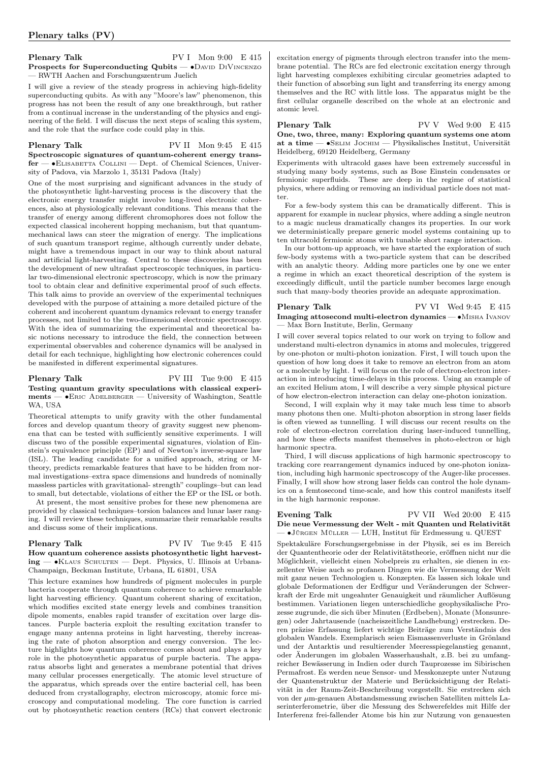# Plenary talks (PV)

**Plenary Talk** PV I Mon 9:00 E 415

**Prospects for Superconducting Qubits** — •David DiVincenzo — RWTH Aachen and Forschungszentrum Juelich

I will give a review of the steady progress in achieving high-fidelity superconducting qubits. As with any "Moore's law" phenomenon, this progress has not been the result of any one breakthrough, but rather from a continual increase in the understanding of the physics and engineering of the field. I will discuss the next steps of scaling this system, and the role that the surface code could play in this.

**Plenary Talk** PV II Mon 9:45 E 415

**Spectroscopic signatures of quantum-coherent energy transfer** — •Elisabetta Collini — Dept. of Chemical Sciences, University of Padova, via Marzolo 1, 35131 Padova (Italy)

One of the most surprising and significant advances in the study of the photosynthetic light-harvesting process is the discovery that the electronic energy transfer might involve long-lived electronic coherences, also at physiologically relevant conditions. This means that the transfer of energy among different chromophores does not follow the expected classical incoherent hopping mechanism, but that quantum-mechanical laws can steer the migration of energy. The implications of such quantum transport regime, although currently under debate, might have a tremendous impact in our way to think about natural and artificial light-harvesting. Central to these discoveries has been the development of new ultrafast spectroscopic techniques, in particular two-dimensional electronic spectroscopy, which is now the primary tool to obtain clear and definitive experimental proof of such effects. This talk aims to provide an overview of the experimental techniques developed with the purpose of attaining a more detailed picture of the coherent and incoherent quantum dynamics relevant to energy transfer processes, not limited to the two-dimensional electronic spectroscopy. With the idea of summarizing the experimental and theoretical basic notions necessary to introduce the field, the connection between experimental observables and coherence dynamics will be analysed in detail for each technique, highlighting how electronic coherences could be manifested in different experimental signatures.

**Plenary Talk** PV III Tue 9:00 E 415

**Testing quantum gravity speculations with classical experiments** — •Eric Adelberger — University of Washington, Seattle WA, USA

Theoretical attempts to unify gravity with the other fundamental forces and develop quantum theory of gravity suggest new phenomena that can be tested with sufficiently sensitive experiments. I will discuss two of the possible experimental signatures, violation of Einstein's equivalence principle (EP) and of Newton's inverse-square law (ISL). The leading candidate for a unified approach, string or M-theory, predicts remarkable features that have to be hidden from normal investigations–extra space dimensions and hundreds of nominally massless particles with gravitational- strength" couplings–but can lead to small, but detectable, violations of either the EP or the ISL or both.

At present, the most sensitive probes for these new phenomena are provided by classical techniques–torsion balances and lunar laser ranging. I will review these techniques, summarize their remarkable results and discuss some of their implications.

**Plenary Talk** PV IV Tue 9:45 E 415

**How quantum coherence assists photosynthetic light harvesting** — •Klaus Schulten — Dept. Physics, U. Illinois at Urbana-Champaign, Beckman Institute, Urbana, IL 61801, USA

This lecture examines how hundreds of pigment molecules in purple bacteria cooperate through quantum coherence to achieve remarkable light harvesting efficiency. Quantum coherent sharing of excitation, which modifies excited state energy levels and combines transition dipole moments, enables rapid transfer of excitation over large distances. Purple bacteria exploit the resulting excitation transfer to engage many antenna proteins in light harvesting, thereby increasing the rate of photon absorption and energy conversion. The lecture highlights how quantum coherence comes about and plays a key role in the photosynthetic apparatus of purple bacteria. The apparatus absorbs light and generates a membrane potential that drives many cellular processes energetically. The atomic level structure of the apparatus, which spreads over the entire bacterial cell, has been deduced from crystallography, electron microscopy, atomic force microscopy and computational modeling. The core function is carried out by photosynthetic reaction centers (RCs) that convert electronic excitation energy of pigments through electron transfer into the membrane potential. The RCs are fed electronic excitation energy through light harvesting complexes exhibiting circular geometries adapted to their function of absorbing sun light and transferring its energy among themselves and the RC with little loss. The apparatus might be the first cellular organelle described on the whole at an electronic and atomic level.

**Plenary Talk** PV V Wed 9:00 E 415

**One, two, three, many: Exploring quantum systems one atom at a time** — •Selim Jochim — Physikalisches Institut, Universität Heidelberg, 69120 Heidelberg, Germany

Experiments with ultracold gases have been extremely successful in studying many body systems, such as Bose Einstein condensates or fermionic superfluids. These are deep in the regime of statistical physics, where adding or removing an individual particle does not matter.

For a few-body system this can be dramatically different. This is apparent for example in nuclear physics, where adding a single neutron to a magic nucleus dramatically changes its properties. In our work we deterministically prepare generic model systems containing up to ten ultracold fermionic atoms with tunable short range interaction.

In our bottom-up approach, we have started the exploration of such few-body systems with a two-particle system that can be described with an analytic theory. Adding more particles one by one we enter a regime in which an exact theoretical description of the system is exceedingly difficult, until the particle number becomes large enough such that many-body theories provide an adequate approximation.

**Plenary Talk** PV VI Wed 9:45 E 415

**Imaging attosecond multi-electron dynamics** — •Misha Ivanov — Max Born Institute, Berlin, Germany

I will cover several topics related to our work on trying to follow and understand multi-electron dynamics in atoms and molecules, triggered by one-photon or multi-photon ionization. First, I will touch upon the question of how long does it take to remove an electron from an atom or a molecule by light. I will focus on the role of electron-electron interaction in introducing time-delays in this process. Using an example of an excited Helium atom, I will describe a very simple physical picture of how electron-electron interaction can delay one-photon ionization.

Second, I will explain why it may take much less time to absorb many photons then one. Multi-photon absorption in strong laser fields is often viewed as tunnelling. I will discuss our recent results on the role of electron-electron correlation during laser-induced tunnelling, and how these effects manifest themselves in photo-electron or high harmonic spectra.

Third, I will discuss applications of high harmonic spectroscopy to tracking core rearrangement dynamics induced by one-photon ionization, including high harmonic spectroscopy of the Auger-like processes. Finally, I will show how strong laser fields can control the hole dynamics on a femtosecond time-scale, and how this control manifests itself in the high harmonic response.

**Evening Talk** PV VII Wed 20:00 E 415

**Die neue Vermessung der Welt - mit Quanten und Relativität** — •Jürgen Müller — LUH, Institut für Erdmessung u. QUEST

Spektakuläre Forschungsergebnisse in der Physik, sei es im Bereich der Quantentheorie oder der Relativitätstheorie, eröffnen nicht nur die Möglichkeit, vielleicht einen Nobelpreis zu erhalten, sie dienen in exzellenter Weise auch so profanen Dingen wie die Vermessung der Welt mit ganz neuen Technologien u. Konzepten. Es lassen sich lokale und globale Deformationen der Erdfigur und Veränderungen der Schwerkraft der Erde mit ungeahnter Genauigkeit und räumlicher Auflösung bestimmen. Variationen liegen unterschiedliche geophysikalische Prozesse zugrunde, die sich über Minuten (Erdbeben), Monate (Monsunregen) oder Jahrtausende (nacheiszeitliche Landhebung) erstrecken. Deren präzise Erfassung liefert wichtige Beiträge zum Verständnis des globalen Wandels. Exemplarisch seien Eismassenverluste in Grönland und der Antarktis und resultierender Meeresspiegelanstieg genannt, oder Änderungen im globalen Wasserhaushalt, z.B. bei zu umfangreicher Bewässerung in Indien oder durch Tauprozesse im Sibirischen Permafrost. Es werden neue Sensor- und Messkonzepte unter Nutzung der Quantenstruktur der Materie und Berücksichtigung der Relativität in der Raum-Zeit-Beschreibung vorgestellt. Sie erstrecken sich von der $\mu$m-genauen Abstandsmessung zwischen Satelliten mittels Laserinterferometrie, über die Messung des Schwerefeldes mit Hilfe der Interferenz frei-fallender Atome bis hin zur Nutzung von genauesten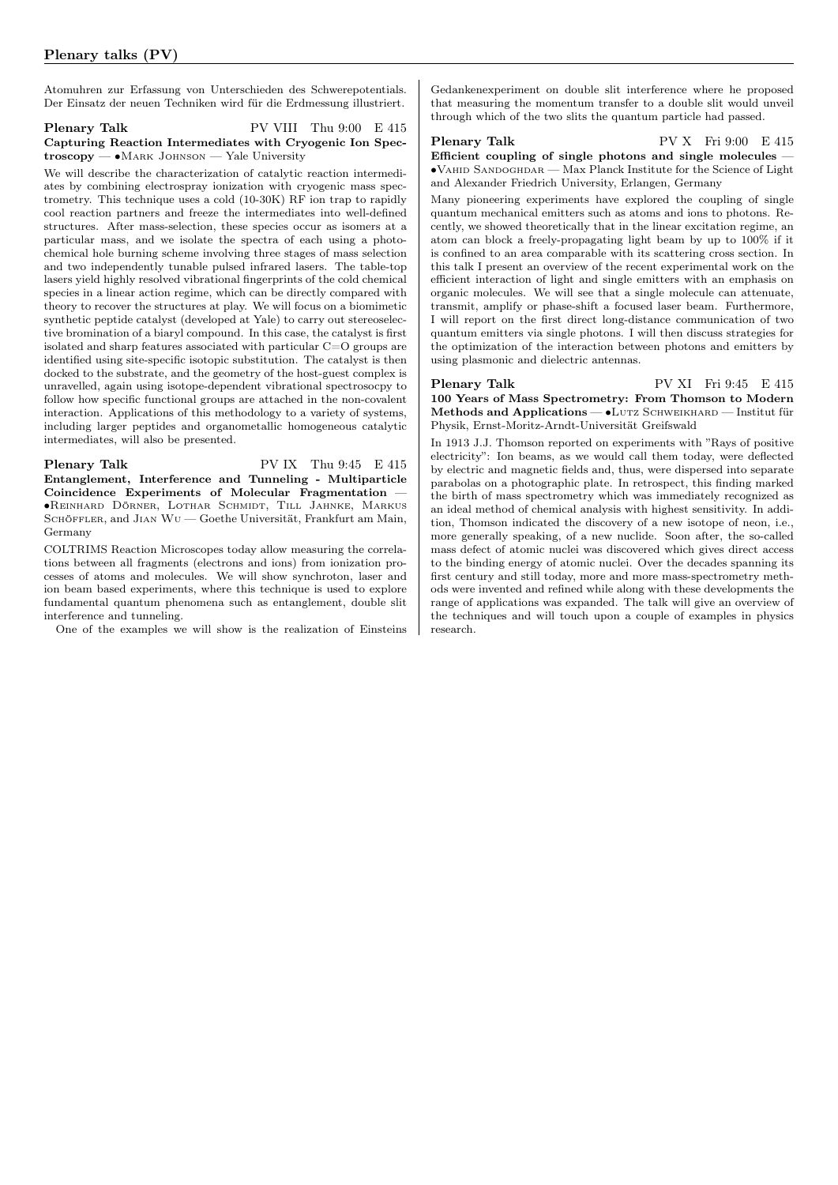Atomuhren zur Erfassung von Unterschieden des Schwerepotentials. Der Einsatz der neuen Techniken wird für die Erdmessung illustriert.

**Plenary Talk** PV VIII Thu 9:00 E 415
**Capturing Reaction Intermediates with Cryogenic Ion Spectroscopy** — •Mark Johnson — Yale University

We will describe the characterization of catalytic reaction intermediates by combining electrospray ionization with cryogenic mass spectrometry. This technique uses a cold (10-30K) RF ion trap to rapidly cool reaction partners and freeze the intermediates into well-defined structures. After mass-selection, these species occur as isomers at a particular mass, and we isolate the spectra of each using a photochemical hole burning scheme involving three stages of mass selection and two independently tunable pulsed infrared lasers. The table-top lasers yield highly resolved vibrational fingerprints of the cold chemical species in a linear action regime, which can be directly compared with theory to recover the structures at play. We will focus on a biomimetic synthetic peptide catalyst (developed at Yale) to carry out stereoselective bromination of a biaryl compound. In this case, the catalyst is first isolated and sharp features associated with particular C=O groups are identified using site-specific isotopic substitution. The catalyst is then docked to the substrate, and the geometry of the host-guest complex is unravelled, again using isotope-dependent vibrational spectrosocpy to follow how specific functional groups are attached in the non-covalent interaction. Applications of this methodology to a variety of systems, including larger peptides and organometallic homogeneous catalytic intermediates, will also be presented.

**Plenary Talk** PV IX Thu 9:45 E 415
**Entanglement, Interference and Tunneling - Multiparticle Coincidence Experiments of Molecular Fragmentation** — •Reinhard Dörner, Lothar Schmidt, Till Jahnke, Markus Schöffler, and Jian Wu — Goethe Universität, Frankfurt am Main, Germany

COLTRIMS Reaction Microscopes today allow measuring the correlations between all fragments (electrons and ions) from ionization processes of atoms and molecules. We will show synchroton, laser and ion beam based experiments, where this technique is used to explore fundamental quantum phenomena such as entanglement, double slit interference and tunneling.

One of the examples we will show is the realization of Einsteins Gedankenexperiment on double slit interference where he proposed that measuring the momentum transfer to a double slit would unveil through which of the two slits the quantum particle had passed.

**Plenary Talk** PV X Fri 9:00 E 415
**Efficient coupling of single photons and single molecules** — •Vahid Sandoghdar — Max Planck Institute for the Science of Light and Alexander Friedrich University, Erlangen, Germany

Many pioneering experiments have explored the coupling of single quantum mechanical emitters such as atoms and ions to photons. Recently, we showed theoretically that in the linear excitation regime, an atom can block a freely-propagating light beam by up to 100% if it is confined to an area comparable with its scattering cross section. In this talk I present an overview of the recent experimental work on the efficient interaction of light and single emitters with an emphasis on organic molecules. We will see that a single molecule can attenuate, transmit, amplify or phase-shift a focused laser beam. Furthermore, I will report on the first direct long-distance communication of two quantum emitters via single photons. I will then discuss strategies for the optimization of the interaction between photons and emitters by using plasmonic and dielectric antennas.

**Plenary Talk** PV XI Fri 9:45 E 415
**100 Years of Mass Spectrometry: From Thomson to Modern Methods and Applications** — •Lutz Schweikhard — Institut für Physik, Ernst-Moritz-Arndt-Universität Greifswald

In 1913 J.J. Thomson reported on experiments with "Rays of positive electricity": Ion beams, as we would call them today, were deflected by electric and magnetic fields and, thus, were dispersed into separate parabolas on a photographic plate. In retrospect, this finding marked the birth of mass spectrometry which was immediately recognized as an ideal method of chemical analysis with highest sensitivity. In addition, Thomson indicated the discovery of a new isotope of neon, i.e., more generally speaking, of a new nuclide. Soon after, the so-called mass defect of atomic nuclei was discovered which gives direct access to the binding energy of atomic nuclei. Over the decades spanning its first century and still today, more and more mass-spectrometry methods were invented and refined while along with these developments the range of applications was expanded. The talk will give an overview of the techniques and will touch upon a couple of examples in physics research.